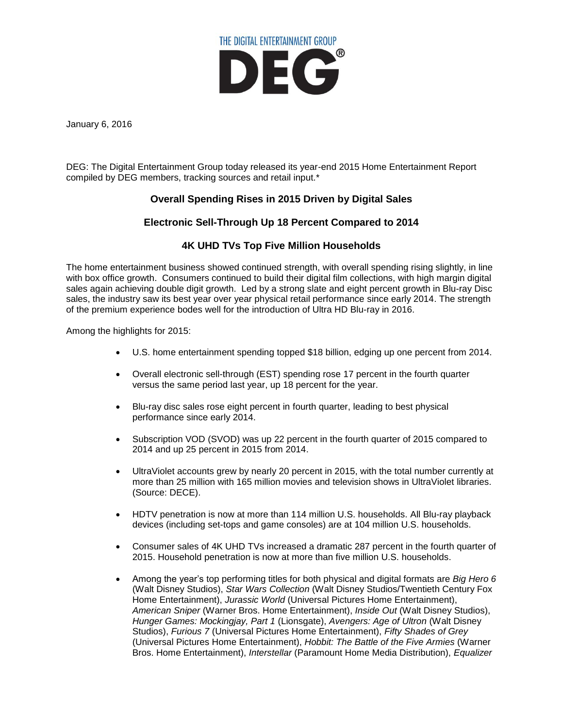THE DIGITAL ENTERTAINMENT GROUP

DEG®

January 6, 2016

DEG: The Digital Entertainment Group today released its year-end 2015 Home Entertainment Report compiled by DEG members, tracking sources and retail input.*

## Overall Spending Rises in 2015 Driven by Digital Sales

## Electronic Sell-Through Up 18 Percent Compared to 2014

## 4K UHD TVs Top Five Million Households

The home entertainment business showed continued strength, with overall spending rising slightly, in line with box office growth. Consumers continued to build their digital film collections, with high margin digital sales again achieving double digit growth. Led by a strong slate and eight percent growth in Blu-ray Disc sales, the industry saw its best year over year physical retail performance since early 2014. The strength of the premium experience bodes well for the introduction of Ultra HD Blu-ray in 2016.

Among the highlights for 2015:

- U.S. home entertainment spending topped $18 billion, edging up one percent from 2014.
- Overall electronic sell-through (EST) spending rose 17 percent in the fourth quarter versus the same period last year, up 18 percent for the year.
- Blu-ray disc sales rose eight percent in fourth quarter, leading to best physical performance since early 2014.
- Subscription VOD (SVOD) was up 22 percent in the fourth quarter of 2015 compared to 2014 and up 25 percent in 2015 from 2014.
- UltraViolet accounts grew by nearly 20 percent in 2015, with the total number currently at more than 25 million with 165 million movies and television shows in UltraViolet libraries. (Source: DECE).
- HDTV penetration is now at more than 114 million U.S. households. All Blu-ray playback devices (including set-tops and game consoles) are at 104 million U.S. households.
- Consumer sales of 4K UHD TVs increased a dramatic 287 percent in the fourth quarter of 2015. Household penetration is now at more than five million U.S. households.
- Among the year's top performing titles for both physical and digital formats are *Big Hero 6* (Walt Disney Studios), *Star Wars Collection* (Walt Disney Studios/Twentieth Century Fox Home Entertainment), *Jurassic World* (Universal Pictures Home Entertainment), *American Sniper* (Warner Bros. Home Entertainment), *Inside Out* (Walt Disney Studios), *Hunger Games: Mockingjay, Part 1* (Lionsgate), *Avengers: Age of Ultron* (Walt Disney Studios), *Furious 7* (Universal Pictures Home Entertainment), *Fifty Shades of Grey* (Universal Pictures Home Entertainment), *Hobbit: The Battle of the Five Armies* (Warner Bros. Home Entertainment), *Interstellar* (Paramount Home Media Distribution), *Equalizer*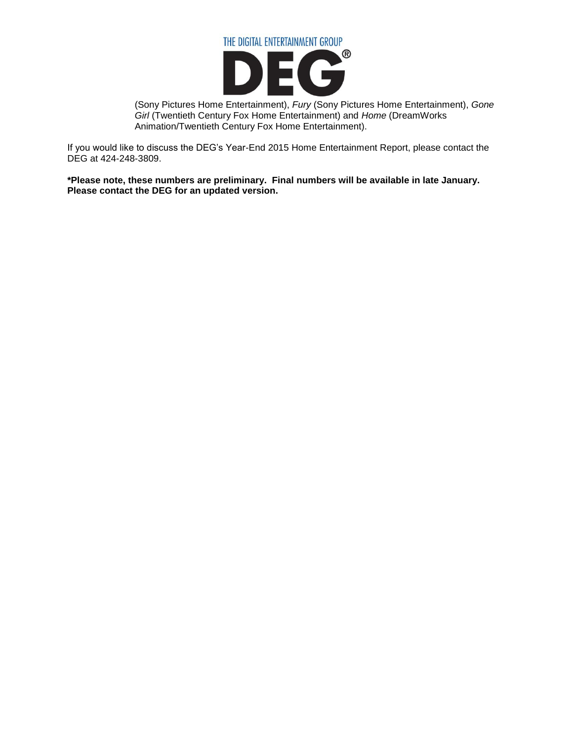(Sony Pictures Home Entertainment), *Fury* (Sony Pictures Home Entertainment), *Gone Girl* (Twentieth Century Fox Home Entertainment) and *Home* (DreamWorks Animation/Twentieth Century Fox Home Entertainment).

If you would like to discuss the DEG's Year-End 2015 Home Entertainment Report, please contact the DEG at 424-248-3809.

**\*Please note, these numbers are preliminary. Final numbers will be available in late January. Please contact the DEG for an updated version.**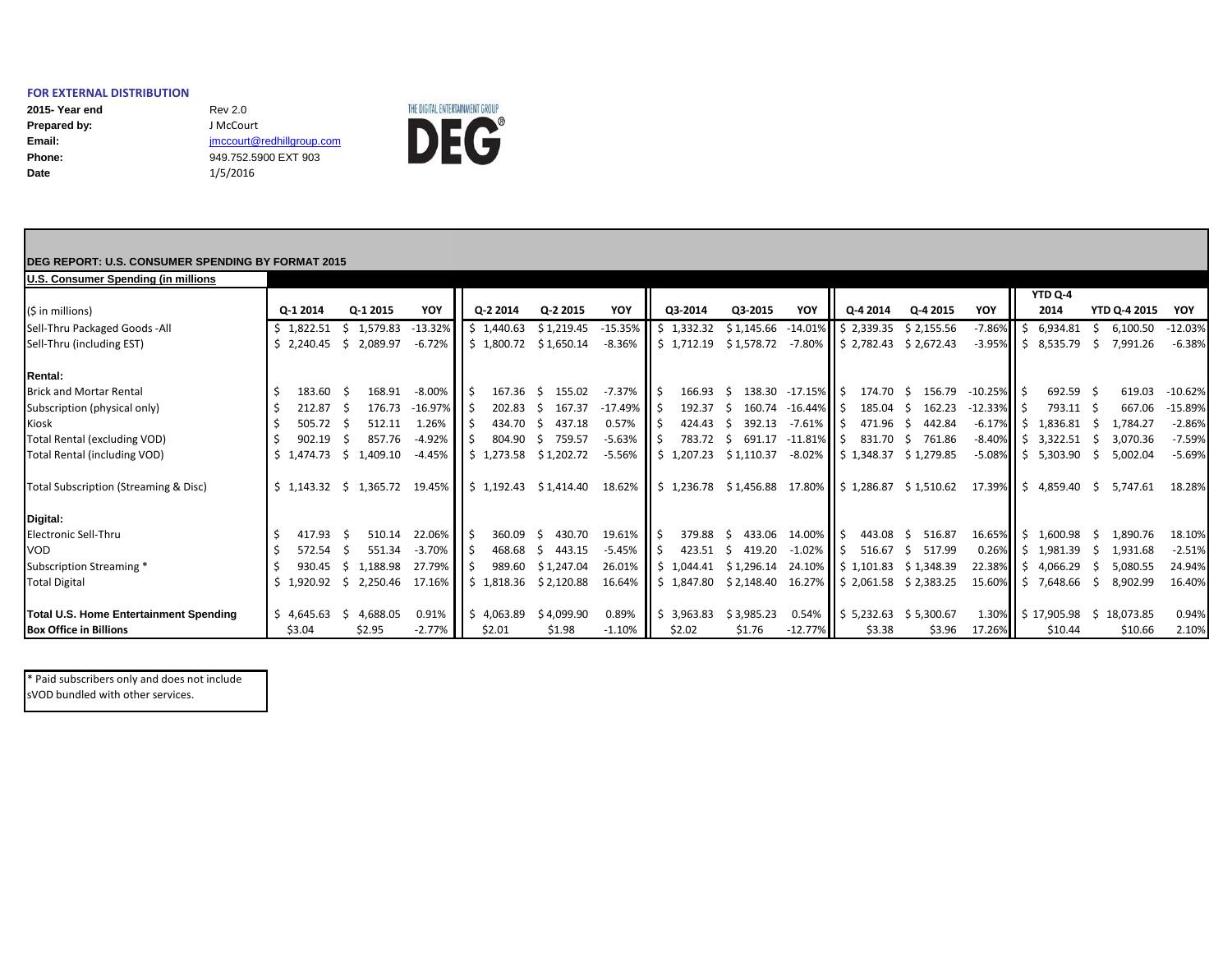**FOR EXTERNAL DISTRIBUTION**

| | |
|---|---|
| **2015- Year end** | Rev 2.0 |
| **Prepared by:** | J McCourt |
| **Email:** | jmccourt@redhillgroup.com |
| **Phone:** | 949.752.5900 EXT 903 |
| **Date** | 1/5/2016 |

THE DIGITAL ENTERTAINMENT GROUP DEG®

**DEG REPORT: U.S. CONSUMER SPENDING BY FORMAT 2015**

**U.S. Consumer Spending (in millions**

| ($ in millions) | Q-1 2014 | Q-1 2015 | YOY | Q-2 2014 | Q-2 2015 | YOY | Q3-2014 | Q3-2015 | YOY | Q-4 2014 | Q-4 2015 | YOY | YTD Q-4 2014 | YTD Q-4 2015 | YOY |
|---|---|---|---|---|---|---|---|---|---|---|---|---|---|---|---|
| Sell-Thru Packaged Goods -All | $ 1,822.51 | $ 1,579.83 | -13.32% | $ 1,440.63 | $ 1,219.45 | -15.35% | $ 1,332.32 | $ 1,145.66 | -14.01% | $ 2,339.35 | $ 2,155.56 | -7.86% | $ 6,934.81 | $ 6,100.50 | -12.03% |
| Sell-Thru (including EST) | $ 2,240.45 | $ 2,089.97 | -6.72% | $ 1,800.72 | $ 1,650.14 | -8.36% | $ 1,712.19 | $ 1,578.72 | -7.80% | $ 2,782.43 | $ 2,672.43 | -3.95% | $ 8,535.79 | $ 7,991.26 | -6.38% |
| **Rental:** | | | | | | | | | | | | | | | |
| Brick and Mortar Rental | $ 183.60 | $ 168.91 | -8.00% | $ 167.36 | $ 155.02 | -7.37% | $ 166.93 | $ 138.30 | -17.15% | $ 174.70 | $ 156.79 | -10.25% | $ 692.59 | $ 619.03 | -10.62% |
| Subscription (physical only) | $ 212.87 | $ 176.73 | -16.97% | $ 202.83 | $ 167.37 | -17.49% | $ 192.37 | $ 160.74 | -16.44% | $ 185.04 | $ 162.23 | -12.33% | $ 793.11 | $ 667.06 | -15.89% |
| Kiosk | $ 505.72 | $ 512.11 | 1.26% | $ 434.70 | $ 437.18 | 0.57% | $ 424.43 | $ 392.13 | -7.61% | $ 471.96 | $ 442.84 | -6.17% | $ 1,836.81 | $ 1,784.27 | -2.86% |
| Total Rental (excluding VOD) | $ 902.19 | $ 857.76 | -4.92% | $ 804.90 | $ 759.57 | -5.63% | $ 783.72 | $ 691.17 | -11.81% | $ 831.70 | $ 761.86 | -8.40% | $ 3,322.51 | $ 3,070.36 | -7.59% |
| Total Rental (including VOD) | $ 1,474.73 | $ 1,409.10 | -4.45% | $ 1,273.58 | $ 1,202.72 | -5.56% | $ 1,207.23 | $ 1,110.37 | -8.02% | $ 1,348.37 | $ 1,279.85 | -5.08% | $ 5,303.90 | $ 5,002.04 | -5.69% |
| Total Subscription (Streaming & Disc) | $ 1,143.32 | $ 1,365.72 | 19.45% | $ 1,192.43 | $ 1,414.40 | 18.62% | $ 1,236.78 | $ 1,456.88 | 17.80% | $ 1,286.87 | $ 1,510.62 | 17.39% | $ 4,859.40 | $ 5,747.61 | 18.28% |
| **Digital:** | | | | | | | | | | | | | | | |
| Electronic Sell-Thru | $ 417.93 | $ 510.14 | 22.06% | $ 360.09 | $ 430.70 | 19.61% | $ 379.88 | $ 433.06 | 14.00% | $ 443.08 | $ 516.87 | 16.65% | $ 1,600.98 | $ 1,890.76 | 18.10% |
| VOD | $ 572.54 | $ 551.34 | -3.70% | $ 468.68 | $ 443.15 | -5.45% | $ 423.51 | $ 419.20 | -1.02% | $ 516.67 | $ 517.99 | 0.26% | $ 1,981.39 | $ 1,931.68 | -2.51% |
| Subscription Streaming * | $ 930.45 | $ 1,188.98 | 27.79% | $ 989.60 | $ 1,247.04 | 26.01% | $ 1,044.41 | $ 1,296.14 | 24.10% | $ 1,101.83 | $ 1,348.39 | 22.38% | $ 4,066.29 | $ 5,080.55 | 24.94% |
| Total Digital | $ 1,920.92 | $ 2,250.46 | 17.16% | $ 1,818.36 | $ 2,120.88 | 16.64% | $ 1,847.80 | $ 2,148.40 | 16.27% | $ 2,061.58 | $ 2,383.25 | 15.60% | $ 7,648.66 | $ 8,902.99 | 16.40% |
| **Total U.S. Home Entertainment Spending** | $ 4,645.63 | $ 4,688.05 | 0.91% | $ 4,063.89 | $ 4,099.90 | 0.89% | $ 3,963.83 | $ 3,985.23 | 0.54% | $ 5,232.63 | $ 5,300.67 | 1.30% | $ 17,905.98 | $ 18,073.85 | 0.94% |
| **Box Office in Billions** | $3.04 | $2.95 | -2.77% | $2.01 | $1.98 | -1.10% | $2.02 | $1.76 | -12.77% | $3.38 | $3.96 | 17.26% | $10.44 | $10.66 | 2.10% |

* Paid subscribers only and does not include sVOD bundled with other services.